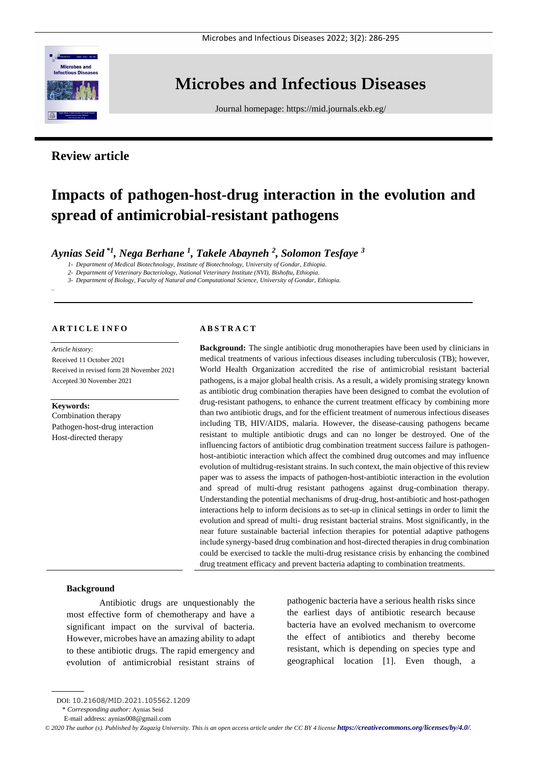Review article

# Impacts of pathogen-host-drug interaction in the evolution and spread of antimicrobial-resistant pathogens

***Aynias Seid*[1], Nega Berhane[1], Takele Abayneh[2], Solomon Tesfaye[3]***

1- *Department of Medical Biotechnology, Institute of Biotechnology, University of Gondar, Ethiopia.*

2- *Department of Veterinary Bacteriology, National Veterinary Institute (NVI), Bishoftu, Ethiopia.*

3- *Department of Biology, Faculty of Natural and Computational Science, University of Gondar, Ethiopia.*

**ARTICLE INFO**

*Article history:*
Received 11 October 2021
Received in revised form 28 November 2021
Accepted 30 November 2021

**Keywords:**
Combination therapy
Pathogen-host-drug interaction
Host-directed therapy

**ABSTRACT**

**Background:** The single antibiotic drug monotherapies have been used by clinicians in medical treatments of various infectious diseases including tuberculosis (TB); however, World Health Organization accredited the rise of antimicrobial resistant bacterial pathogens, is a major global health crisis. As a result, a widely promising strategy known as antibiotic drug combination therapies have been designed to combat the evolution of drug-resistant pathogens, to enhance the current treatment efficacy by combining more than two antibiotic drugs, and for the efficient treatment of numerous infectious diseases including TB, HIV/AIDS, malaria. However, the disease-causing pathogens became resistant to multiple antibiotic drugs and can no longer be destroyed. One of the influencing factors of antibiotic drug combination treatment success failure is pathogen-host-antibiotic interaction which affect the combined drug outcomes and may influence evolution of multidrug-resistant strains. In such context, the main objective of this review paper was to assess the impacts of pathogen-host-antibiotic interaction in the evolution and spread of multi-drug resistant pathogens against drug-combination therapy. Understanding the potential mechanisms of drug-drug, host-antibiotic and host-pathogen interactions help to inform decisions as to set-up in clinical settings in order to limit the evolution and spread of multi- drug resistant bacterial strains. Most significantly, in the near future sustainable bacterial infection therapies for potential adaptive pathogens include synergy-based drug combination and host-directed therapies in drug combination could be exercised to tackle the multi-drug resistance crisis by enhancing the combined drug treatment efficacy and prevent bacteria adapting to combination treatments.

## Background

Antibiotic drugs are unquestionably the most effective form of chemotherapy and have a significant impact on the survival of bacteria. However, microbes have an amazing ability to adapt to these antibiotic drugs. The rapid emergency and evolution of antimicrobial resistant strains of pathogenic bacteria have a serious health risks since the earliest days of antibiotic research because bacteria have an evolved mechanism to overcome the effect of antibiotics and thereby become resistant, which is depending on species type and geographical location [1]. Even though, a

DOI: 10.21608/MID.2021.105562.1209
\* *Corresponding author:* Aynias Seid
E-mail address: aynias008@gmail.com

*© 2020 The author (s). Published by Zagazig University. This is an open access article under the CC BY 4 license https://creativecommons.org/licenses/by/4.0/.*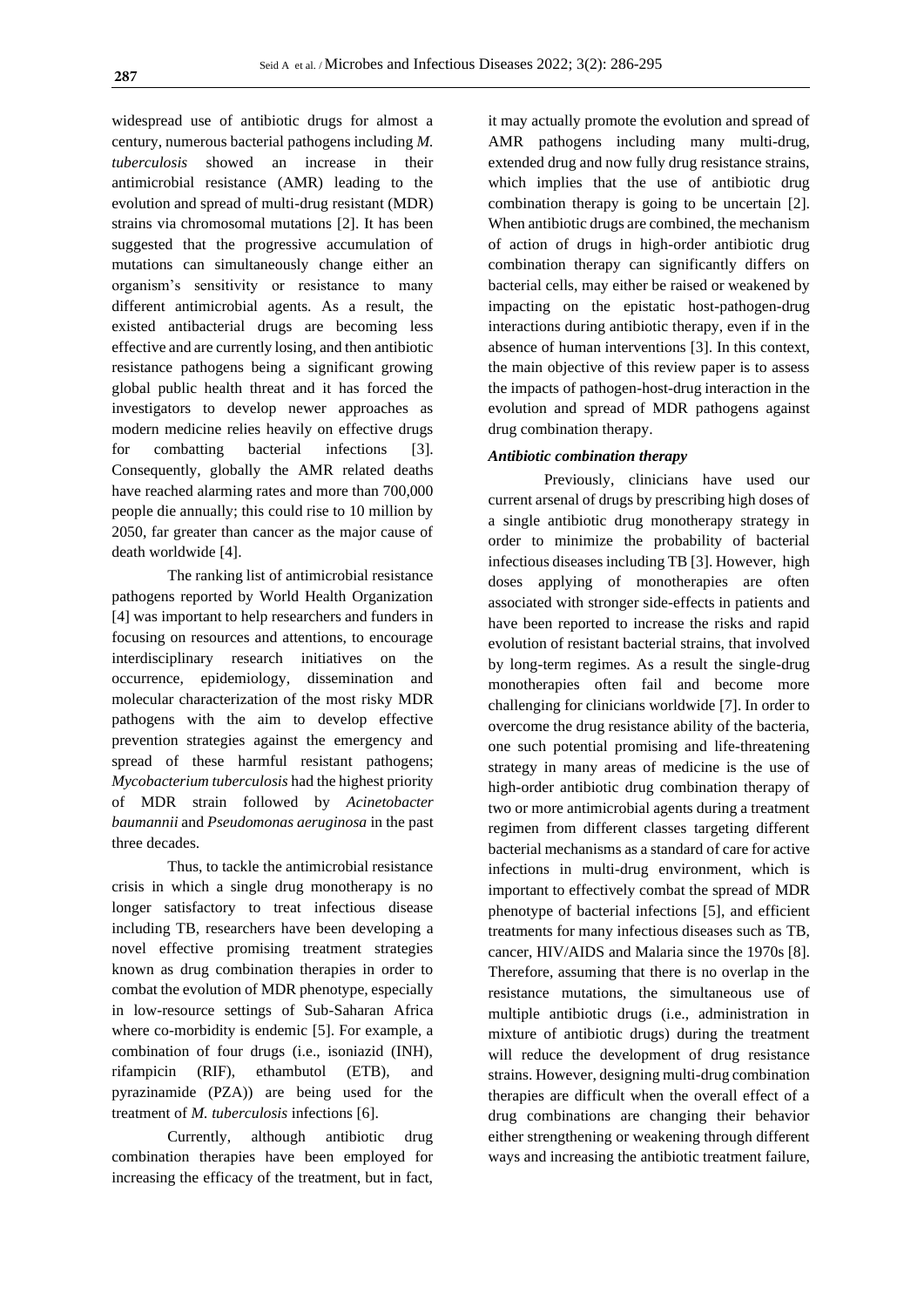widespread use of antibiotic drugs for almost a century, numerous bacterial pathogens including *M. tuberculosis* showed an increase in their antimicrobial resistance (AMR) leading to the evolution and spread of multi-drug resistant (MDR) strains via chromosomal mutations [2]. It has been suggested that the progressive accumulation of mutations can simultaneously change either an organism's sensitivity or resistance to many different antimicrobial agents. As a result, the existed antibacterial drugs are becoming less effective and are currently losing, and then antibiotic resistance pathogens being a significant growing global public health threat and it has forced the investigators to develop newer approaches as modern medicine relies heavily on effective drugs for combatting bacterial infections [3]. Consequently, globally the AMR related deaths have reached alarming rates and more than 700,000 people die annually; this could rise to 10 million by 2050, far greater than cancer as the major cause of death worldwide [4].

The ranking list of antimicrobial resistance pathogens reported by World Health Organization [4] was important to help researchers and funders in focusing on resources and attentions, to encourage interdisciplinary research initiatives on the occurrence, epidemiology, dissemination and molecular characterization of the most risky MDR pathogens with the aim to develop effective prevention strategies against the emergency and spread of these harmful resistant pathogens; *Mycobacterium tuberculosis* had the highest priority of MDR strain followed by *Acinetobacter baumannii* and *Pseudomonas aeruginosa* in the past three decades.

Thus, to tackle the antimicrobial resistance crisis in which a single drug monotherapy is no longer satisfactory to treat infectious disease including TB, researchers have been developing a novel effective promising treatment strategies known as drug combination therapies in order to combat the evolution of MDR phenotype, especially in low-resource settings of Sub-Saharan Africa where co-morbidity is endemic [5]. For example, a combination of four drugs (i.e., isoniazid (INH), rifampicin (RIF), ethambutol (ETB), and pyrazinamide (PZA)) are being used for the treatment of *M. tuberculosis* infections [6].

Currently, although antibiotic drug combination therapies have been employed for increasing the efficacy of the treatment, but in fact, it may actually promote the evolution and spread of AMR pathogens including many multi-drug, extended drug and now fully drug resistance strains, which implies that the use of antibiotic drug combination therapy is going to be uncertain [2]. When antibiotic drugs are combined, the mechanism of action of drugs in high-order antibiotic drug combination therapy can significantly differs on bacterial cells, may either be raised or weakened by impacting on the epistatic host-pathogen-drug interactions during antibiotic therapy, even if in the absence of human interventions [3]. In this context, the main objective of this review paper is to assess the impacts of pathogen-host-drug interaction in the evolution and spread of MDR pathogens against drug combination therapy.

### *Antibiotic combination therapy*

Previously, clinicians have used our current arsenal of drugs by prescribing high doses of a single antibiotic drug monotherapy strategy in order to minimize the probability of bacterial infectious diseases including TB [3]. However, high doses applying of monotherapies are often associated with stronger side-effects in patients and have been reported to increase the risks and rapid evolution of resistant bacterial strains, that involved by long-term regimes. As a result the single-drug monotherapies often fail and become more challenging for clinicians worldwide [7]. In order to overcome the drug resistance ability of the bacteria, one such potential promising and life-threatening strategy in many areas of medicine is the use of high-order antibiotic drug combination therapy of two or more antimicrobial agents during a treatment regimen from different classes targeting different bacterial mechanisms as a standard of care for active infections in multi-drug environment, which is important to effectively combat the spread of MDR phenotype of bacterial infections [5], and efficient treatments for many infectious diseases such as TB, cancer, HIV/AIDS and Malaria since the 1970s [8]. Therefore, assuming that there is no overlap in the resistance mutations, the simultaneous use of multiple antibiotic drugs (i.e., administration in mixture of antibiotic drugs) during the treatment will reduce the development of drug resistance strains. However, designing multi-drug combination therapies are difficult when the overall effect of a drug combinations are changing their behavior either strengthening or weakening through different ways and increasing the antibiotic treatment failure,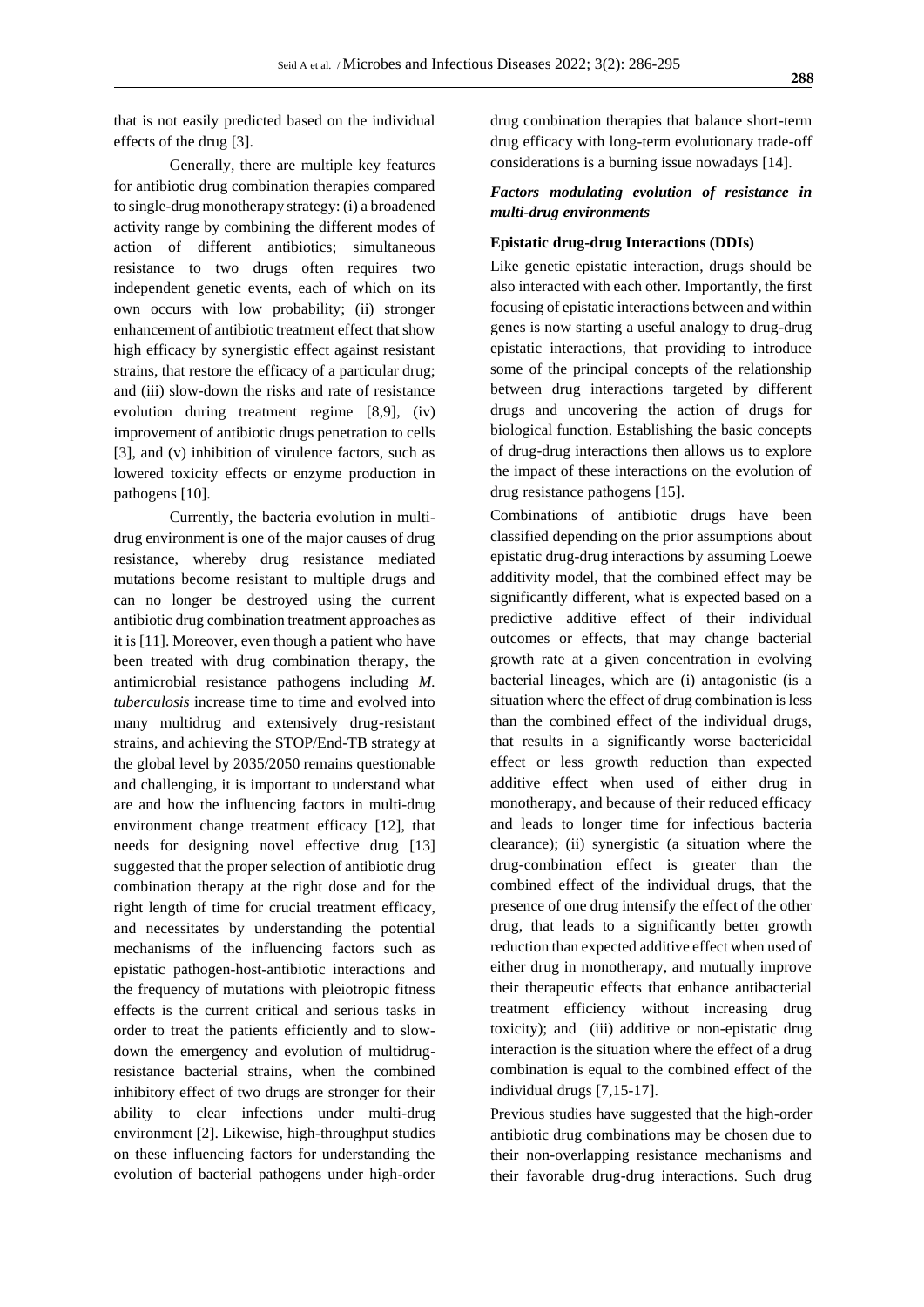that is not easily predicted based on the individual effects of the drug [3].

Generally, there are multiple key features for antibiotic drug combination therapies compared to single-drug monotherapy strategy: (i) a broadened activity range by combining the different modes of action of different antibiotics; simultaneous resistance to two drugs often requires two independent genetic events, each of which on its own occurs with low probability; (ii) stronger enhancement of antibiotic treatment effect that show high efficacy by synergistic effect against resistant strains, that restore the efficacy of a particular drug; and (iii) slow-down the risks and rate of resistance evolution during treatment regime [8,9], (iv) improvement of antibiotic drugs penetration to cells [3], and (v) inhibition of virulence factors, such as lowered toxicity effects or enzyme production in pathogens [10].

Currently, the bacteria evolution in multi-drug environment is one of the major causes of drug resistance, whereby drug resistance mediated mutations become resistant to multiple drugs and can no longer be destroyed using the current antibiotic drug combination treatment approaches as it is [11]. Moreover, even though a patient who have been treated with drug combination therapy, the antimicrobial resistance pathogens including *M. tuberculosis* increase time to time and evolved into many multidrug and extensively drug-resistant strains, and achieving the STOP/End-TB strategy at the global level by 2035/2050 remains questionable and challenging, it is important to understand what are and how the influencing factors in multi-drug environment change treatment efficacy [12], that needs for designing novel effective drug [13] suggested that the proper selection of antibiotic drug combination therapy at the right dose and for the right length of time for crucial treatment efficacy, and necessitates by understanding the potential mechanisms of the influencing factors such as epistatic pathogen-host-antibiotic interactions and the frequency of mutations with pleiotropic fitness effects is the current critical and serious tasks in order to treat the patients efficiently and to slow-down the emergency and evolution of multidrug-resistance bacterial strains, when the combined inhibitory effect of two drugs are stronger for their ability to clear infections under multi-drug environment [2]. Likewise, high-throughput studies on these influencing factors for understanding the evolution of bacterial pathogens under high-order drug combination therapies that balance short-term drug efficacy with long-term evolutionary trade-off considerations is a burning issue nowadays [14].

### *Factors modulating evolution of resistance in multi-drug environments*

#### Epistatic drug-drug Interactions (DDIs)

Like genetic epistatic interaction, drugs should be also interacted with each other. Importantly, the first focusing of epistatic interactions between and within genes is now starting a useful analogy to drug-drug epistatic interactions, that providing to introduce some of the principal concepts of the relationship between drug interactions targeted by different drugs and uncovering the action of drugs for biological function. Establishing the basic concepts of drug-drug interactions then allows us to explore the impact of these interactions on the evolution of drug resistance pathogens [15].

Combinations of antibiotic drugs have been classified depending on the prior assumptions about epistatic drug-drug interactions by assuming Loewe additivity model, that the combined effect may be significantly different, what is expected based on a predictive additive effect of their individual outcomes or effects, that may change bacterial growth rate at a given concentration in evolving bacterial lineages, which are (i) antagonistic (is a situation where the effect of drug combination is less than the combined effect of the individual drugs, that results in a significantly worse bactericidal effect or less growth reduction than expected additive effect when used of either drug in monotherapy, and because of their reduced efficacy and leads to longer time for infectious bacteria clearance); (ii) synergistic (a situation where the drug-combination effect is greater than the combined effect of the individual drugs, that the presence of one drug intensify the effect of the other drug, that leads to a significantly better growth reduction than expected additive effect when used of either drug in monotherapy, and mutually improve their therapeutic effects that enhance antibacterial treatment efficiency without increasing drug toxicity); and (iii) additive or non-epistatic drug interaction is the situation where the effect of a drug combination is equal to the combined effect of the individual drugs [7,15-17].

Previous studies have suggested that the high-order antibiotic drug combinations may be chosen due to their non-overlapping resistance mechanisms and their favorable drug-drug interactions. Such drug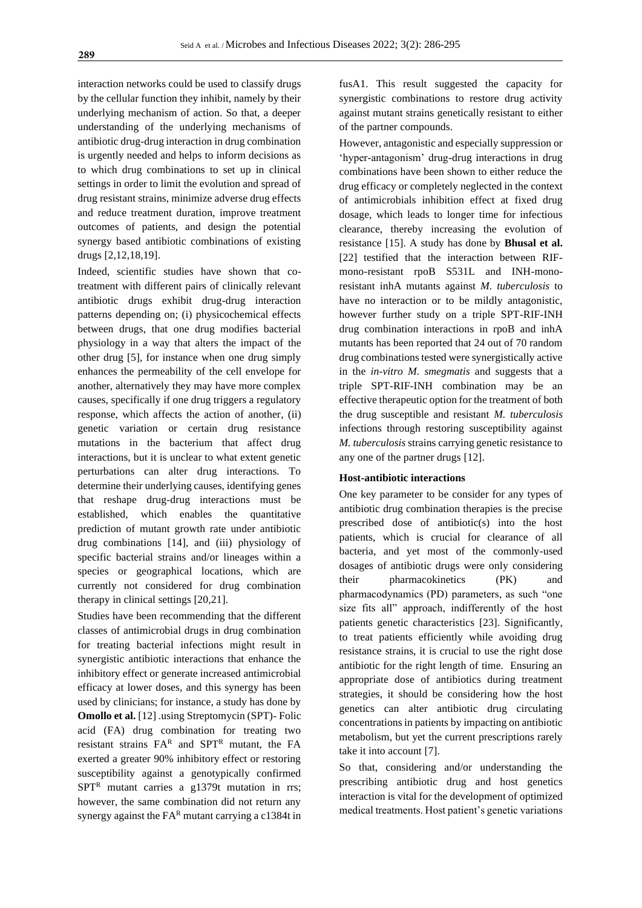interaction networks could be used to classify drugs by the cellular function they inhibit, namely by their underlying mechanism of action. So that, a deeper understanding of the underlying mechanisms of antibiotic drug-drug interaction in drug combination is urgently needed and helps to inform decisions as to which drug combinations to set up in clinical settings in order to limit the evolution and spread of drug resistant strains, minimize adverse drug effects and reduce treatment duration, improve treatment outcomes of patients, and design the potential synergy based antibiotic combinations of existing drugs [2,12,18,19].

Indeed, scientific studies have shown that co-treatment with different pairs of clinically relevant antibiotic drugs exhibit drug-drug interaction patterns depending on; (i) physicochemical effects between drugs, that one drug modifies bacterial physiology in a way that alters the impact of the other drug [5], for instance when one drug simply enhances the permeability of the cell envelope for another, alternatively they may have more complex causes, specifically if one drug triggers a regulatory response, which affects the action of another, (ii) genetic variation or certain drug resistance mutations in the bacterium that affect drug interactions, but it is unclear to what extent genetic perturbations can alter drug interactions. To determine their underlying causes, identifying genes that reshape drug-drug interactions must be established, which enables the quantitative prediction of mutant growth rate under antibiotic drug combinations [14], and (iii) physiology of specific bacterial strains and/or lineages within a species or geographical locations, which are currently not considered for drug combination therapy in clinical settings [20,21].

Studies have been recommending that the different classes of antimicrobial drugs in drug combination for treating bacterial infections might result in synergistic antibiotic interactions that enhance the inhibitory effect or generate increased antimicrobial efficacy at lower doses, and this synergy has been used by clinicians; for instance, a study has done by **Omollo et al.** [12] .using Streptomycin (SPT)- Folic acid (FA) drug combination for treating two resistant strains $FA^R$ and $SPT^R$ mutant, the FA exerted a greater 90% inhibitory effect or restoring susceptibility against a genotypically confirmed $SPT^R$ mutant carries a g1379t mutation in rrs; however, the same combination did not return any synergy against the $FA^R$ mutant carrying a c1384t in fusA1. This result suggested the capacity for synergistic combinations to restore drug activity against mutant strains genetically resistant to either of the partner compounds.

However, antagonistic and especially suppression or 'hyper-antagonism' drug-drug interactions in drug combinations have been shown to either reduce the drug efficacy or completely neglected in the context of antimicrobials inhibition effect at fixed drug dosage, which leads to longer time for infectious clearance, thereby increasing the evolution of resistance [15]. A study has done by **Bhusal et al.** [22] testified that the interaction between RIF-mono-resistant rpoB S531L and INH-mono-resistant inhA mutants against *M. tuberculosis* to have no interaction or to be mildly antagonistic, however further study on a triple SPT-RIF-INH drug combination interactions in rpoB and inhA mutants has been reported that 24 out of 70 random drug combinations tested were synergistically active in the *in-vitro M. smegmatis* and suggests that a triple SPT-RIF-INH combination may be an effective therapeutic option for the treatment of both the drug susceptible and resistant *M. tuberculosis* infections through restoring susceptibility against *M. tuberculosis* strains carrying genetic resistance to any one of the partner drugs [12].

**Host-antibiotic interactions**

One key parameter to be consider for any types of antibiotic drug combination therapies is the precise prescribed dose of antibiotic(s) into the host patients, which is crucial for clearance of all bacteria, and yet most of the commonly-used dosages of antibiotic drugs were only considering their pharmacokinetics (PK) and pharmacodynamics (PD) parameters, as such "one size fits all" approach, indifferently of the host patients genetic characteristics [23]. Significantly, to treat patients efficiently while avoiding drug resistance strains, it is crucial to use the right dose antibiotic for the right length of time. Ensuring an appropriate dose of antibiotics during treatment strategies, it should be considering how the host genetics can alter antibiotic drug circulating concentrations in patients by impacting on antibiotic metabolism, but yet the current prescriptions rarely take it into account [7].

So that, considering and/or understanding the prescribing antibiotic drug and host genetics interaction is vital for the development of optimized medical treatments. Host patient's genetic variations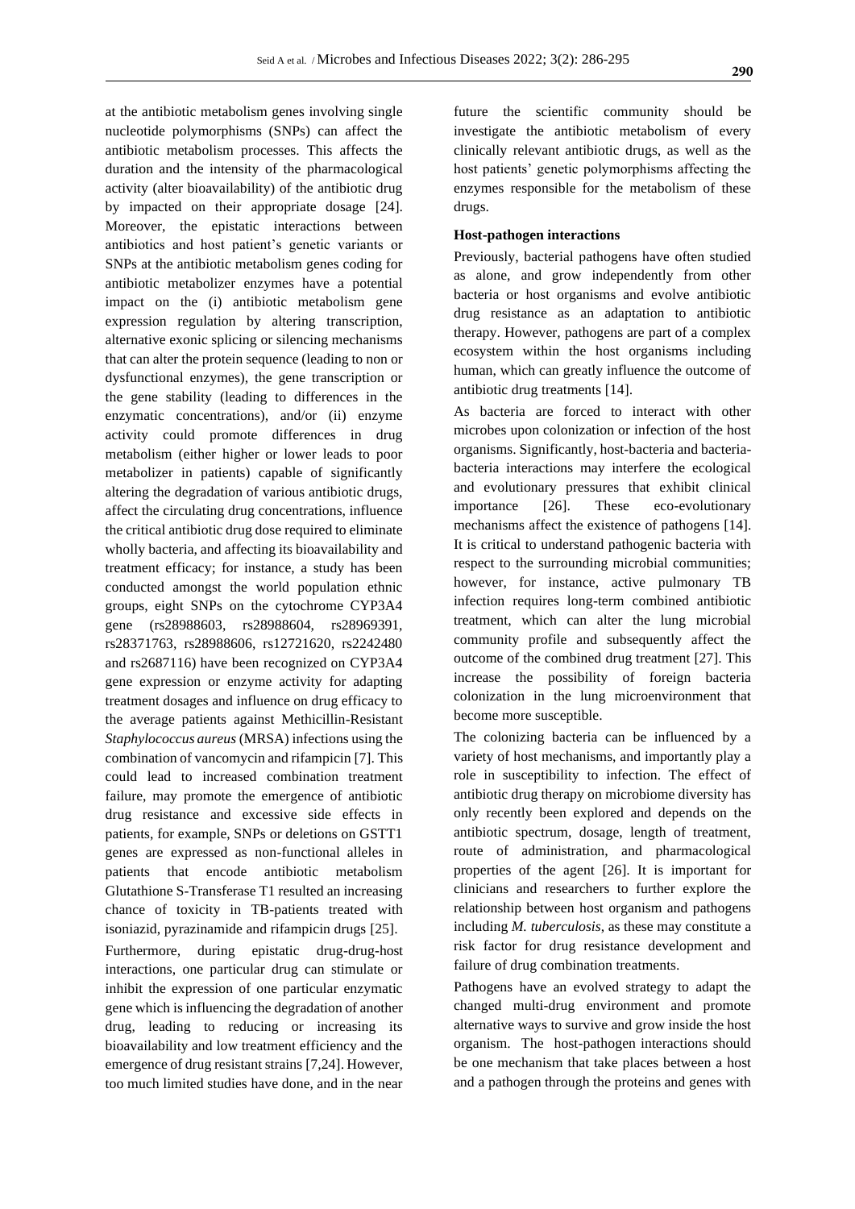at the antibiotic metabolism genes involving single nucleotide polymorphisms (SNPs) can affect the antibiotic metabolism processes. This affects the duration and the intensity of the pharmacological activity (alter bioavailability) of the antibiotic drug by impacted on their appropriate dosage [24]. Moreover, the epistatic interactions between antibiotics and host patient's genetic variants or SNPs at the antibiotic metabolism genes coding for antibiotic metabolizer enzymes have a potential impact on the (i) antibiotic metabolism gene expression regulation by altering transcription, alternative exonic splicing or silencing mechanisms that can alter the protein sequence (leading to non or dysfunctional enzymes), the gene transcription or the gene stability (leading to differences in the enzymatic concentrations), and/or (ii) enzyme activity could promote differences in drug metabolism (either higher or lower leads to poor metabolizer in patients) capable of significantly altering the degradation of various antibiotic drugs, affect the circulating drug concentrations, influence the critical antibiotic drug dose required to eliminate wholly bacteria, and affecting its bioavailability and treatment efficacy; for instance, a study has been conducted amongst the world population ethnic groups, eight SNPs on the cytochrome CYP3A4 gene (rs28988603, rs28988604, rs28969391, rs28371763, rs28988606, rs12721620, rs2242480 and rs2687116) have been recognized on CYP3A4 gene expression or enzyme activity for adapting treatment dosages and influence on drug efficacy to the average patients against Methicillin-Resistant *Staphylococcus aureus* (MRSA) infections using the combination of vancomycin and rifampicin [7]. This could lead to increased combination treatment failure, may promote the emergence of antibiotic drug resistance and excessive side effects in patients, for example, SNPs or deletions on GSTT1 genes are expressed as non-functional alleles in patients that encode antibiotic metabolism Glutathione S-Transferase T1 resulted an increasing chance of toxicity in TB-patients treated with isoniazid, pyrazinamide and rifampicin drugs [25].

Furthermore, during epistatic drug-drug-host interactions, one particular drug can stimulate or inhibit the expression of one particular enzymatic gene which is influencing the degradation of another drug, leading to reducing or increasing its bioavailability and low treatment efficiency and the emergence of drug resistant strains [7,24]. However, too much limited studies have done, and in the near future the scientific community should be investigate the antibiotic metabolism of every clinically relevant antibiotic drugs, as well as the host patients' genetic polymorphisms affecting the enzymes responsible for the metabolism of these drugs.

### Host-pathogen interactions

Previously, bacterial pathogens have often studied as alone, and grow independently from other bacteria or host organisms and evolve antibiotic drug resistance as an adaptation to antibiotic therapy. However, pathogens are part of a complex ecosystem within the host organisms including human, which can greatly influence the outcome of antibiotic drug treatments [14].

As bacteria are forced to interact with other microbes upon colonization or infection of the host organisms. Significantly, host-bacteria and bacteria-bacteria interactions may interfere the ecological and evolutionary pressures that exhibit clinical importance [26]. These eco-evolutionary mechanisms affect the existence of pathogens [14]. It is critical to understand pathogenic bacteria with respect to the surrounding microbial communities; however, for instance, active pulmonary TB infection requires long-term combined antibiotic treatment, which can alter the lung microbial community profile and subsequently affect the outcome of the combined drug treatment [27]. This increase the possibility of foreign bacteria colonization in the lung microenvironment that become more susceptible.

The colonizing bacteria can be influenced by a variety of host mechanisms, and importantly play a role in susceptibility to infection. The effect of antibiotic drug therapy on microbiome diversity has only recently been explored and depends on the antibiotic spectrum, dosage, length of treatment, route of administration, and pharmacological properties of the agent [26]. It is important for clinicians and researchers to further explore the relationship between host organism and pathogens including *M. tuberculosis*, as these may constitute a risk factor for drug resistance development and failure of drug combination treatments.

Pathogens have an evolved strategy to adapt the changed multi-drug environment and promote alternative ways to survive and grow inside the host organism. The host-pathogen interactions should be one mechanism that take places between a host and a pathogen through the proteins and genes with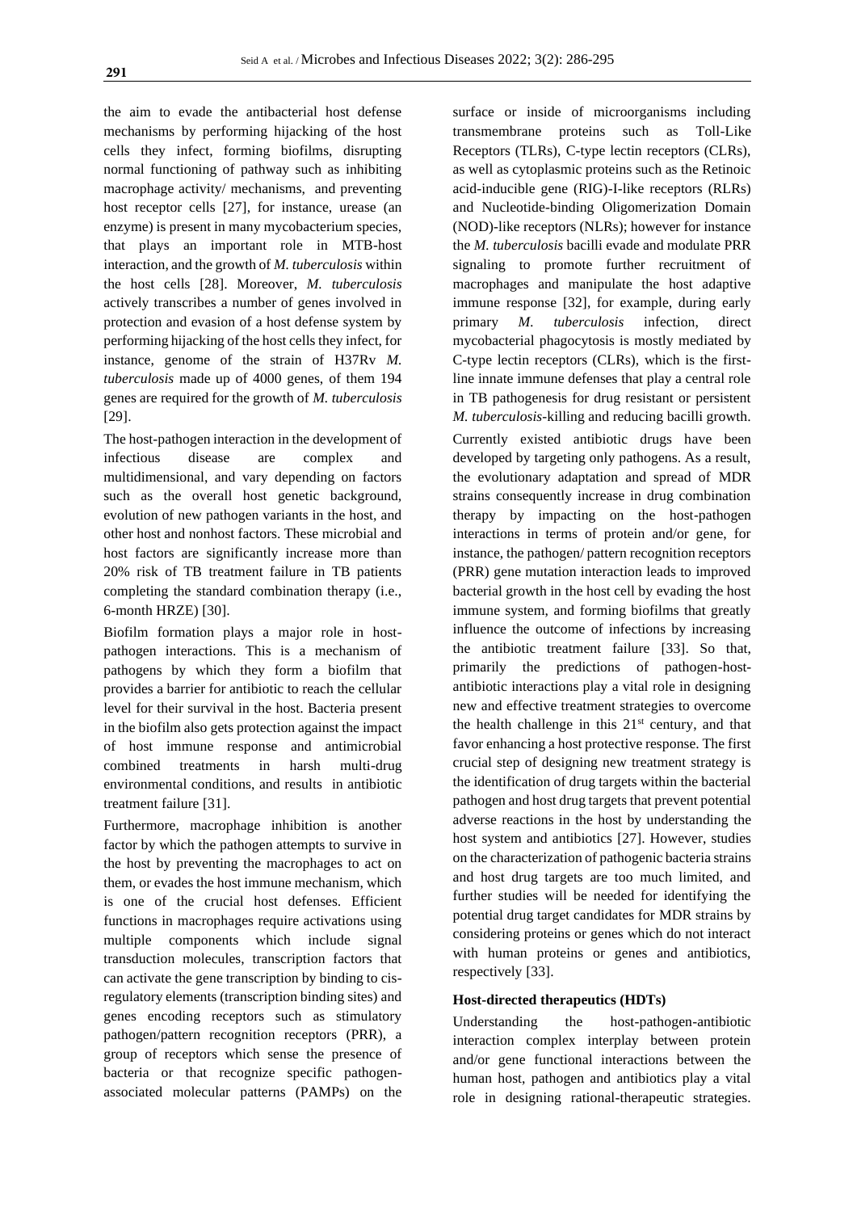the aim to evade the antibacterial host defense mechanisms by performing hijacking of the host cells they infect, forming biofilms, disrupting normal functioning of pathway such as inhibiting macrophage activity/ mechanisms, and preventing host receptor cells [27], for instance, urease (an enzyme) is present in many mycobacterium species, that plays an important role in MTB-host interaction, and the growth of *M. tuberculosis* within the host cells [28]. Moreover, *M. tuberculosis* actively transcribes a number of genes involved in protection and evasion of a host defense system by performing hijacking of the host cells they infect, for instance, genome of the strain of H37Rv *M. tuberculosis* made up of 4000 genes, of them 194 genes are required for the growth of *M. tuberculosis* [29].

The host-pathogen interaction in the development of infectious disease are complex and multidimensional, and vary depending on factors such as the overall host genetic background, evolution of new pathogen variants in the host, and other host and nonhost factors. These microbial and host factors are significantly increase more than 20% risk of TB treatment failure in TB patients completing the standard combination therapy (i.e., 6-month HRZE) [30].

Biofilm formation plays a major role in host-pathogen interactions. This is a mechanism of pathogens by which they form a biofilm that provides a barrier for antibiotic to reach the cellular level for their survival in the host. Bacteria present in the biofilm also gets protection against the impact of host immune response and antimicrobial combined treatments in harsh multi-drug environmental conditions, and results in antibiotic treatment failure [31].

Furthermore, macrophage inhibition is another factor by which the pathogen attempts to survive in the host by preventing the macrophages to act on them, or evades the host immune mechanism, which is one of the crucial host defenses. Efficient functions in macrophages require activations using multiple components which include signal transduction molecules, transcription factors that can activate the gene transcription by binding to cis-regulatory elements (transcription binding sites) and genes encoding receptors such as stimulatory pathogen/pattern recognition receptors (PRR), a group of receptors which sense the presence of bacteria or that recognize specific pathogen-associated molecular patterns (PAMPs) on the surface or inside of microorganisms including transmembrane proteins such as Toll-Like Receptors (TLRs), C-type lectin receptors (CLRs), as well as cytoplasmic proteins such as the Retinoic acid-inducible gene (RIG)-I-like receptors (RLRs) and Nucleotide-binding Oligomerization Domain (NOD)-like receptors (NLRs); however for instance the *M. tuberculosis* bacilli evade and modulate PRR signaling to promote further recruitment of macrophages and manipulate the host adaptive immune response [32], for example, during early primary *M. tuberculosis* infection, direct mycobacterial phagocytosis is mostly mediated by C-type lectin receptors (CLRs), which is the first-line innate immune defenses that play a central role in TB pathogenesis for drug resistant or persistent *M. tuberculosis*-killing and reducing bacilli growth.

Currently existed antibiotic drugs have been developed by targeting only pathogens. As a result, the evolutionary adaptation and spread of MDR strains consequently increase in drug combination therapy by impacting on the host-pathogen interactions in terms of protein and/or gene, for instance, the pathogen/ pattern recognition receptors (PRR) gene mutation interaction leads to improved bacterial growth in the host cell by evading the host immune system, and forming biofilms that greatly influence the outcome of infections by increasing the antibiotic treatment failure [33]. So that, primarily the predictions of pathogen-host-antibiotic interactions play a vital role in designing new and effective treatment strategies to overcome the health challenge in this 21st century, and that favor enhancing a host protective response. The first crucial step of designing new treatment strategy is the identification of drug targets within the bacterial pathogen and host drug targets that prevent potential adverse reactions in the host by understanding the host system and antibiotics [27]. However, studies on the characterization of pathogenic bacteria strains and host drug targets are too much limited, and further studies will be needed for identifying the potential drug target candidates for MDR strains by considering proteins or genes which do not interact with human proteins or genes and antibiotics, respectively [33].

**Host-directed therapeutics (HDTs)**

Understanding the host-pathogen-antibiotic interaction complex interplay between protein and/or gene functional interactions between the human host, pathogen and antibiotics play a vital role in designing rational-therapeutic strategies.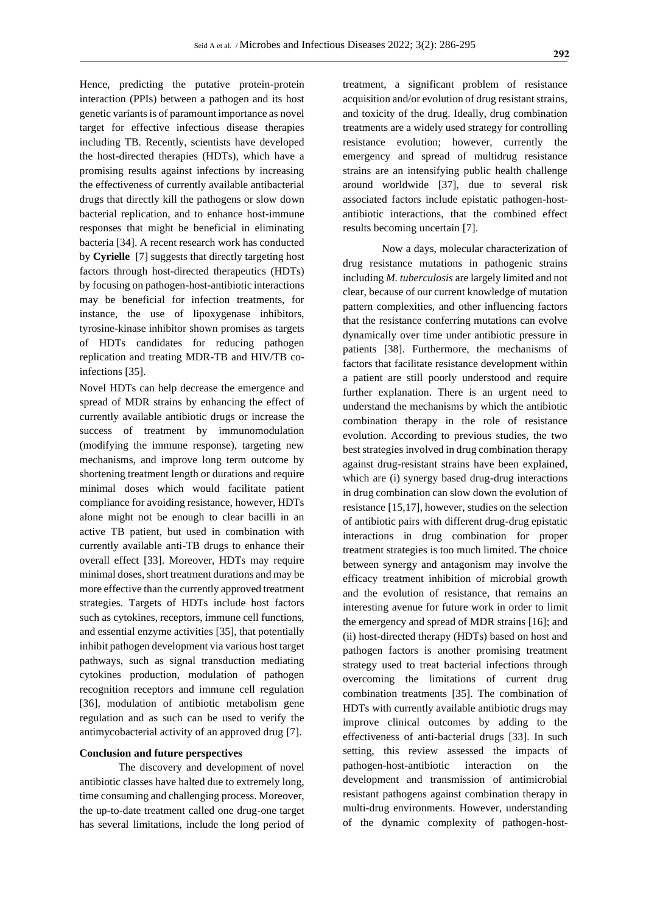Hence, predicting the putative protein-protein interaction (PPIs) between a pathogen and its host genetic variants is of paramount importance as novel target for effective infectious disease therapies including TB. Recently, scientists have developed the host-directed therapies (HDTs), which have a promising results against infections by increasing the effectiveness of currently available antibacterial drugs that directly kill the pathogens or slow down bacterial replication, and to enhance host-immune responses that might be beneficial in eliminating bacteria [34]. A recent research work has conducted by **Cyrielle** [7] suggests that directly targeting host factors through host-directed therapeutics (HDTs) by focusing on pathogen-host-antibiotic interactions may be beneficial for infection treatments, for instance, the use of lipoxygenase inhibitors, tyrosine-kinase inhibitor shown promises as targets of HDTs candidates for reducing pathogen replication and treating MDR-TB and HIV/TB co-infections [35].

Novel HDTs can help decrease the emergence and spread of MDR strains by enhancing the effect of currently available antibiotic drugs or increase the success of treatment by immunomodulation (modifying the immune response), targeting new mechanisms, and improve long term outcome by shortening treatment length or durations and require minimal doses which would facilitate patient compliance for avoiding resistance, however, HDTs alone might not be enough to clear bacilli in an active TB patient, but used in combination with currently available anti-TB drugs to enhance their overall effect [33]. Moreover, HDTs may require minimal doses, short treatment durations and may be more effective than the currently approved treatment strategies. Targets of HDTs include host factors such as cytokines, receptors, immune cell functions, and essential enzyme activities [35], that potentially inhibit pathogen development via various host target pathways, such as signal transduction mediating cytokines production, modulation of pathogen recognition receptors and immune cell regulation [36], modulation of antibiotic metabolism gene regulation and as such can be used to verify the antimycobacterial activity of an approved drug [7].

## Conclusion and future perspectives

The discovery and development of novel antibiotic classes have halted due to extremely long, time consuming and challenging process. Moreover, the up-to-date treatment called one drug-one target has several limitations, include the long period of treatment, a significant problem of resistance acquisition and/or evolution of drug resistant strains, and toxicity of the drug. Ideally, drug combination treatments are a widely used strategy for controlling resistance evolution; however, currently the emergency and spread of multidrug resistance strains are an intensifying public health challenge around worldwide [37], due to several risk associated factors include epistatic pathogen-host-antibiotic interactions, that the combined effect results becoming uncertain [7].

Now a days, molecular characterization of drug resistance mutations in pathogenic strains including *M. tuberculosis* are largely limited and not clear, because of our current knowledge of mutation pattern complexities, and other influencing factors that the resistance conferring mutations can evolve dynamically over time under antibiotic pressure in patients [38]. Furthermore, the mechanisms of factors that facilitate resistance development within a patient are still poorly understood and require further explanation. There is an urgent need to understand the mechanisms by which the antibiotic combination therapy in the role of resistance evolution. According to previous studies, the two best strategies involved in drug combination therapy against drug-resistant strains have been explained, which are (i) synergy based drug-drug interactions in drug combination can slow down the evolution of resistance [15,17], however, studies on the selection of antibiotic pairs with different drug-drug epistatic interactions in drug combination for proper treatment strategies is too much limited. The choice between synergy and antagonism may involve the efficacy treatment inhibition of microbial growth and the evolution of resistance, that remains an interesting avenue for future work in order to limit the emergency and spread of MDR strains [16]; and (ii) host-directed therapy (HDTs) based on host and pathogen factors is another promising treatment strategy used to treat bacterial infections through overcoming the limitations of current drug combination treatments [35]. The combination of HDTs with currently available antibiotic drugs may improve clinical outcomes by adding to the effectiveness of anti-bacterial drugs [33]. In such setting, this review assessed the impacts of pathogen-host-antibiotic interaction on the development and transmission of antimicrobial resistant pathogens against combination therapy in multi-drug environments. However, understanding of the dynamic complexity of pathogen-host-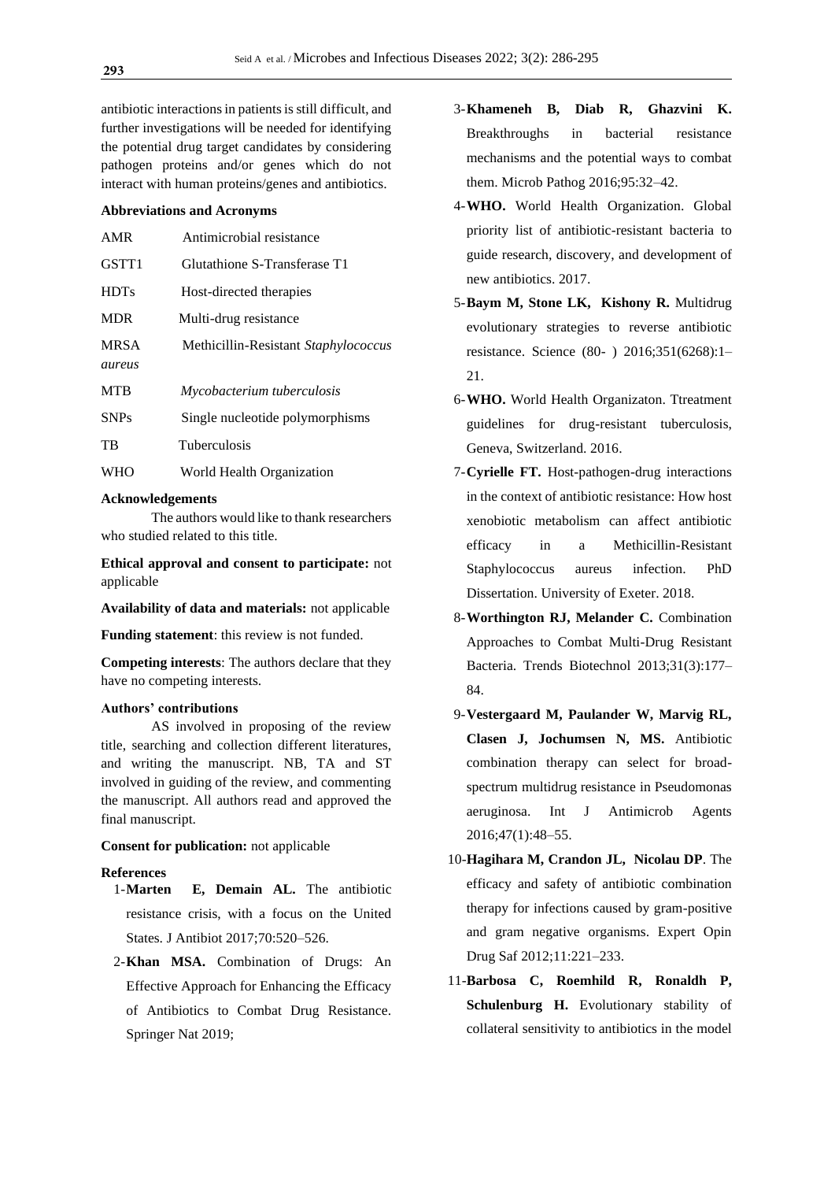antibiotic interactions in patients is still difficult, and further investigations will be needed for identifying the potential drug target candidates by considering pathogen proteins and/or genes which do not interact with human proteins/genes and antibiotics.

**Abbreviations and Acronyms**

| | |
|---|---|
| AMR | Antimicrobial resistance |
| GSTT1 | Glutathione S-Transferase T1 |
| HDTs | Host-directed therapies |
| MDR | Multi-drug resistance |
| MRSA *aureus* | Methicillin-Resistant *Staphylococcus* |
| MTB | *Mycobacterium tuberculosis* |
| SNPs | Single nucleotide polymorphisms |
| TB | Tuberculosis |
| WHO | World Health Organization |

**Acknowledgements**

The authors would like to thank researchers who studied related to this title.

**Ethical approval and consent to participate:** not applicable

**Availability of data and materials:** not applicable

**Funding statement**: this review is not funded.

**Competing interests**: The authors declare that they have no competing interests.

**Authors' contributions**

AS involved in proposing of the review title, searching and collection different literatures, and writing the manuscript. NB, TA and ST involved in guiding of the review, and commenting the manuscript. All authors read and approved the final manuscript.

**Consent for publication:** not applicable

**References**

1-**Marten E, Demain AL.** The antibiotic resistance crisis, with a focus on the United States. J Antibiot 2017;70:520–526.

2-**Khan MSA.** Combination of Drugs: An Effective Approach for Enhancing the Efficacy of Antibiotics to Combat Drug Resistance. Springer Nat 2019;

3-**Khameneh B, Diab R, Ghazvini K.** Breakthroughs in bacterial resistance mechanisms and the potential ways to combat them. Microb Pathog 2016;95:32–42.

4-**WHO.** World Health Organization. Global priority list of antibiotic-resistant bacteria to guide research, discovery, and development of new antibiotics. 2017.

5-**Baym M, Stone LK, Kishony R.** Multidrug evolutionary strategies to reverse antibiotic resistance. Science (80- ) 2016;351(6268):1–21.

6-**WHO.** World Health Organizaton. Ttreatment guidelines for drug-resistant tuberculosis, Geneva, Switzerland. 2016.

7-**Cyrielle FT.** Host-pathogen-drug interactions in the context of antibiotic resistance: How host xenobiotic metabolism can affect antibiotic efficacy in a Methicillin-Resistant Staphylococcus aureus infection. PhD Dissertation. University of Exeter. 2018.

8-**Worthington RJ, Melander C.** Combination Approaches to Combat Multi-Drug Resistant Bacteria. Trends Biotechnol 2013;31(3):177–84.

9-**Vestergaard M, Paulander W, Marvig RL, Clasen J, Jochumsen N, MS.** Antibiotic combination therapy can select for broad-spectrum multidrug resistance in Pseudomonas aeruginosa. Int J Antimicrob Agents 2016;47(1):48–55.

10-**Hagihara M, Crandon JL, Nicolau DP**. The efficacy and safety of antibiotic combination therapy for infections caused by gram-positive and gram negative organisms. Expert Opin Drug Saf 2012;11:221–233.

11-**Barbosa C, Roemhild R, Ronaldh P, Schulenburg H.** Evolutionary stability of collateral sensitivity to antibiotics in the model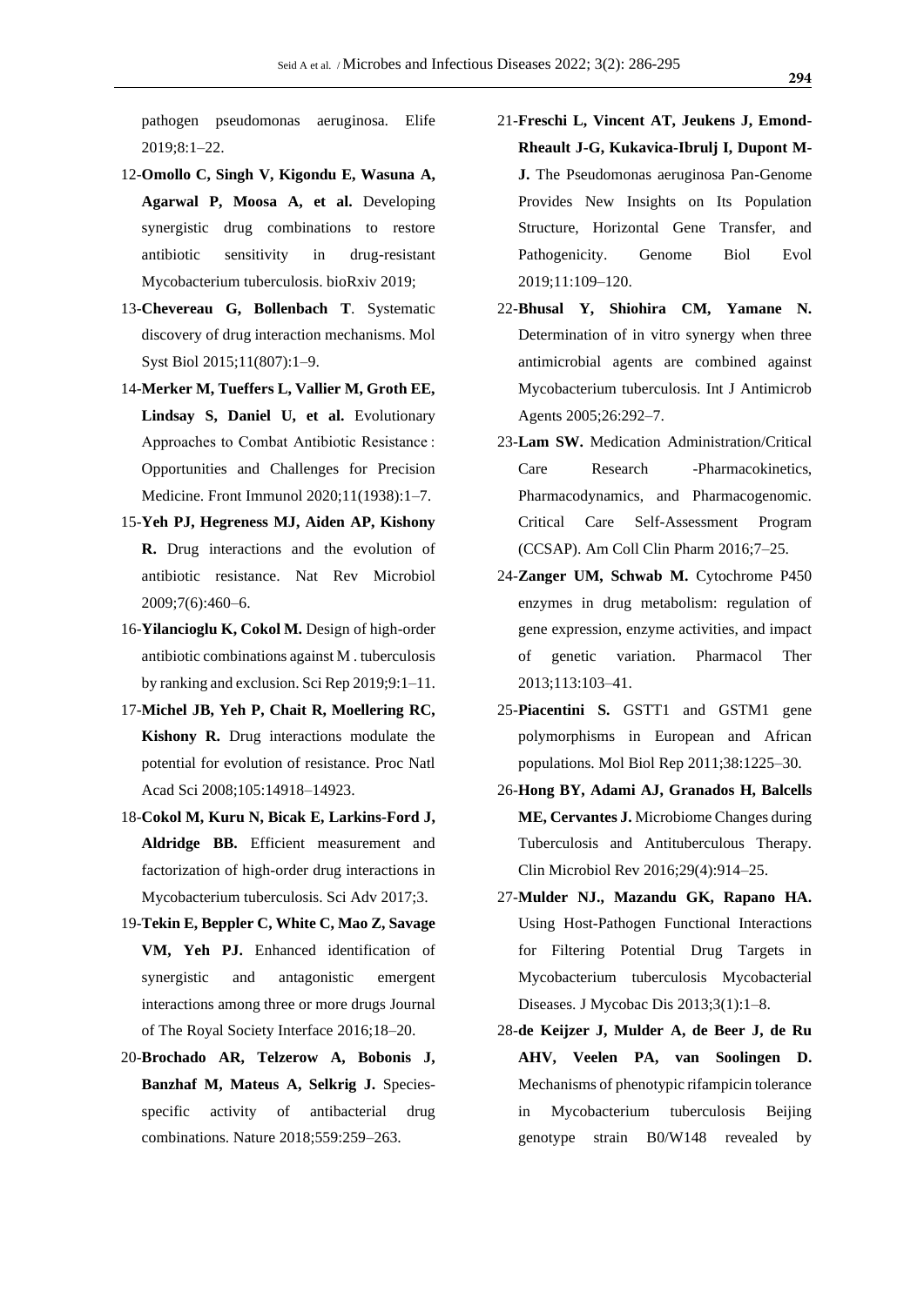pathogen pseudomonas aeruginosa. Elife 2019;8:1–22.

12-**Omollo C, Singh V, Kigondu E, Wasuna A, Agarwal P, Moosa A, et al.** Developing synergistic drug combinations to restore antibiotic sensitivity in drug-resistant Mycobacterium tuberculosis. bioRxiv 2019;

13-**Chevereau G, Bollenbach T**. Systematic discovery of drug interaction mechanisms. Mol Syst Biol 2015;11(807):1–9.

14-**Merker M, Tueffers L, Vallier M, Groth EE, Lindsay S, Daniel U, et al.** Evolutionary Approaches to Combat Antibiotic Resistance : Opportunities and Challenges for Precision Medicine. Front Immunol 2020;11(1938):1–7.

15-**Yeh PJ, Hegreness MJ, Aiden AP, Kishony R.** Drug interactions and the evolution of antibiotic resistance. Nat Rev Microbiol 2009;7(6):460–6.

16-**Yilancioglu K, Cokol M.** Design of high-order antibiotic combinations against M . tuberculosis by ranking and exclusion. Sci Rep 2019;9:1–11.

17-**Michel JB, Yeh P, Chait R, Moellering RC, Kishony R.** Drug interactions modulate the potential for evolution of resistance. Proc Natl Acad Sci 2008;105:14918–14923.

18-**Cokol M, Kuru N, Bicak E, Larkins-Ford J, Aldridge BB.** Efficient measurement and factorization of high-order drug interactions in Mycobacterium tuberculosis. Sci Adv 2017;3.

19-**Tekin E, Beppler C, White C, Mao Z, Savage VM, Yeh PJ.** Enhanced identification of synergistic and antagonistic emergent interactions among three or more drugs Journal of The Royal Society Interface 2016;18–20.

20-**Brochado AR, Telzerow A, Bobonis J, Banzhaf M, Mateus A, Selkrig J.** Species-specific activity of antibacterial drug combinations. Nature 2018;559:259–263.

21-**Freschi L, Vincent AT, Jeukens J, Emond-Rheault J-G, Kukavica-Ibrulj I, Dupont M-J.** The Pseudomonas aeruginosa Pan-Genome Provides New Insights on Its Population Structure, Horizontal Gene Transfer, and Pathogenicity. Genome Biol Evol 2019;11:109–120.

22-**Bhusal Y, Shiohira CM, Yamane N.** Determination of in vitro synergy when three antimicrobial agents are combined against Mycobacterium tuberculosis. Int J Antimicrob Agents 2005;26:292–7.

23-**Lam SW.** Medication Administration/Critical Care Research -Pharmacokinetics, Pharmacodynamics, and Pharmacogenomic. Critical Care Self-Assessment Program (CCSAP). Am Coll Clin Pharm 2016;7–25.

24-**Zanger UM, Schwab M.** Cytochrome P450 enzymes in drug metabolism: regulation of gene expression, enzyme activities, and impact of genetic variation. Pharmacol Ther 2013;113:103–41.

25-**Piacentini S.** GSTT1 and GSTM1 gene polymorphisms in European and African populations. Mol Biol Rep 2011;38:1225–30.

26-**Hong BY, Adami AJ, Granados H, Balcells ME, Cervantes J.** Microbiome Changes during Tuberculosis and Antituberculous Therapy. Clin Microbiol Rev 2016;29(4):914–25.

27-**Mulder NJ., Mazandu GK, Rapano HA.** Using Host-Pathogen Functional Interactions for Filtering Potential Drug Targets in Mycobacterium tuberculosis Mycobacterial Diseases. J Mycobac Dis 2013;3(1):1–8.

28-**de Keijzer J, Mulder A, de Beer J, de Ru AHV, Veelen PA, van Soolingen D.** Mechanisms of phenotypic rifampicin tolerance in Mycobacterium tuberculosis Beijing genotype strain B0/W148 revealed by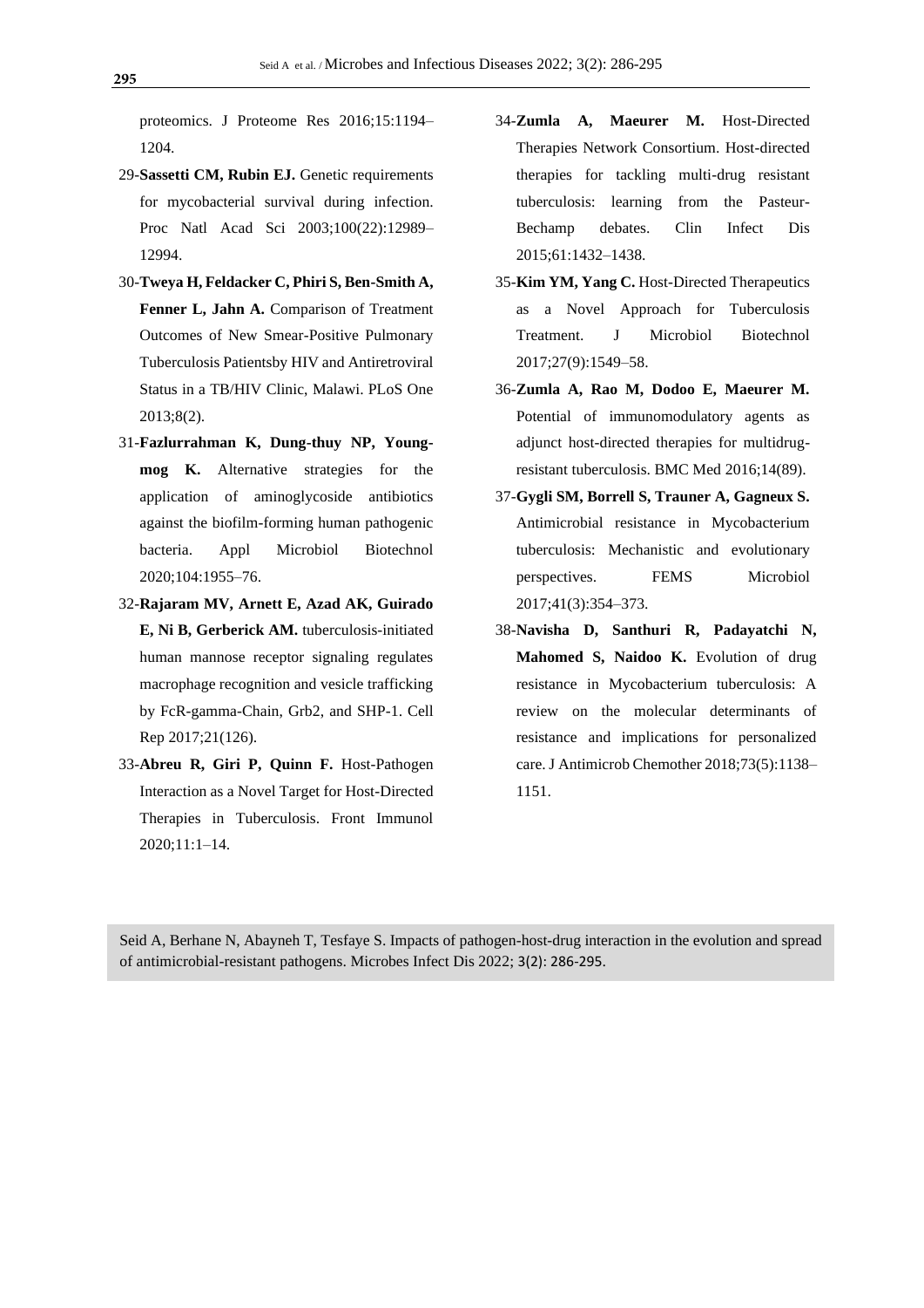proteomics. J Proteome Res 2016;15:1194–1204.

29-**Sassetti CM, Rubin EJ.** Genetic requirements for mycobacterial survival during infection. Proc Natl Acad Sci 2003;100(22):12989–12994.

30-**Tweya H, Feldacker C, Phiri S, Ben-Smith A, Fenner L, Jahn A.** Comparison of Treatment Outcomes of New Smear-Positive Pulmonary Tuberculosis Patientsby HIV and Antiretroviral Status in a TB/HIV Clinic, Malawi. PLoS One 2013;8(2).

31-**Fazlurrahman K, Dung-thuy NP, Young-mog K.** Alternative strategies for the application of aminoglycoside antibiotics against the biofilm-forming human pathogenic bacteria. Appl Microbiol Biotechnol 2020;104:1955–76.

32-**Rajaram MV, Arnett E, Azad AK, Guirado E, Ni B, Gerberick AM.** tuberculosis-initiated human mannose receptor signaling regulates macrophage recognition and vesicle trafficking by FcR-gamma-Chain, Grb2, and SHP-1. Cell Rep 2017;21(126).

33-**Abreu R, Giri P, Quinn F.** Host-Pathogen Interaction as a Novel Target for Host-Directed Therapies in Tuberculosis. Front Immunol 2020;11:1–14.

34-**Zumla A, Maeurer M.** Host-Directed Therapies Network Consortium. Host-directed therapies for tackling multi-drug resistant tuberculosis: learning from the Pasteur-Bechamp debates. Clin Infect Dis 2015;61:1432–1438.

35-**Kim YM, Yang C.** Host-Directed Therapeutics as a Novel Approach for Tuberculosis Treatment. J Microbiol Biotechnol 2017;27(9):1549–58.

36-**Zumla A, Rao M, Dodoo E, Maeurer M.** Potential of immunomodulatory agents as adjunct host-directed therapies for multidrug-resistant tuberculosis. BMC Med 2016;14(89).

37-**Gygli SM, Borrell S, Trauner A, Gagneux S.** Antimicrobial resistance in Mycobacterium tuberculosis: Mechanistic and evolutionary perspectives. FEMS Microbiol 2017;41(3):354–373.

38-**Navisha D, Santhuri R, Padayatchi N, Mahomed S, Naidoo K.** Evolution of drug resistance in Mycobacterium tuberculosis: A review on the molecular determinants of resistance and implications for personalized care. J Antimicrob Chemother 2018;73(5):1138–1151.

Seid A, Berhane N, Abayneh T, Tesfaye S. Impacts of pathogen-host-drug interaction in the evolution and spread of antimicrobial-resistant pathogens. Microbes Infect Dis 2022; 3(2): 286-295.